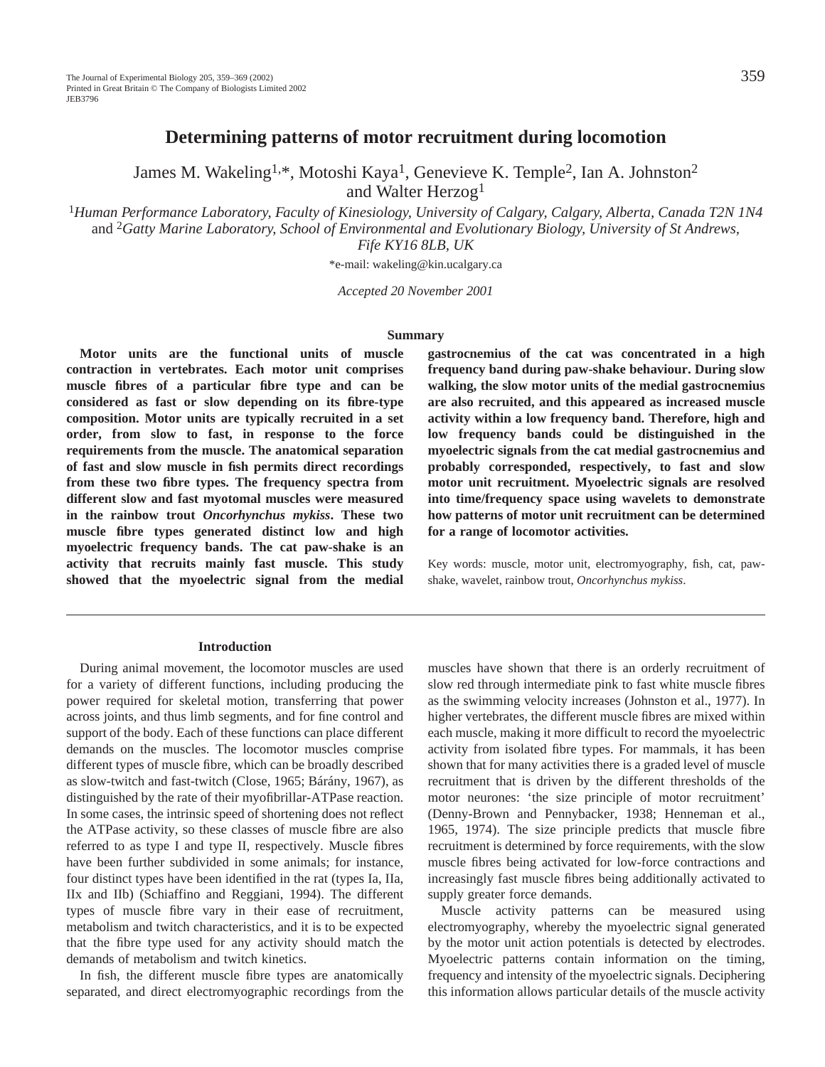# Determining patterns of motor recruitment during locomotion

James M. Wakeling[1,*], Motoshi Kaya[1], Genevieve K. Temple[2], Ian A. Johnston[2] and Walter Herzog[1]

[1]*Human Performance Laboratory, Faculty of Kinesiology, University of Calgary, Calgary, Alberta, Canada T2N 1N4* and [2]*Gatty Marine Laboratory, School of Environmental and Evolutionary Biology, University of St Andrews, Fife KY16 8LB, UK*

*e-mail: wakeling@kin.ucalgary.ca

*Accepted 20 November 2001*

## Summary

**Motor units are the functional units of muscle contraction in vertebrates. Each motor unit comprises muscle fibres of a particular fibre type and can be considered as fast or slow depending on its fibre-type composition. Motor units are typically recruited in a set order, from slow to fast, in response to the force requirements from the muscle. The anatomical separation of fast and slow muscle in fish permits direct recordings from these two fibre types. The frequency spectra from different slow and fast myotomal muscles were measured in the rainbow trout *Oncorhynchus mykiss*. These two muscle fibre types generated distinct low and high myoelectric frequency bands. The cat paw-shake is an activity that recruits mainly fast muscle. This study showed that the myoelectric signal from the medial gastrocnemius of the cat was concentrated in a high frequency band during paw-shake behaviour. During slow walking, the slow motor units of the medial gastrocnemius are also recruited, and this appeared as increased muscle activity within a low frequency band. Therefore, high and low frequency bands could be distinguished in the myoelectric signals from the cat medial gastrocnemius and probably corresponded, respectively, to fast and slow motor unit recruitment. Myoelectric signals are resolved into time/frequency space using wavelets to demonstrate how patterns of motor unit recruitment can be determined for a range of locomotor activities.**

Key words: muscle, motor unit, electromyography, fish, cat, paw-shake, wavelet, rainbow trout, *Oncorhynchus mykiss*.

## Introduction

During animal movement, the locomotor muscles are used for a variety of different functions, including producing the power required for skeletal motion, transferring that power across joints, and thus limb segments, and for fine control and support of the body. Each of these functions can place different demands on the muscles. The locomotor muscles comprise different types of muscle fibre, which can be broadly described as slow-twitch and fast-twitch (Close, 1965; Bárány, 1967), as distinguished by the rate of their myofibrillar-ATPase reaction. In some cases, the intrinsic speed of shortening does not reflect the ATPase activity, so these classes of muscle fibre are also referred to as type I and type II, respectively. Muscle fibres have been further subdivided in some animals; for instance, four distinct types have been identified in the rat (types Ia, IIa, IIx and IIb) (Schiaffino and Reggiani, 1994). The different types of muscle fibre vary in their ease of recruitment, metabolism and twitch characteristics, and it is to be expected that the fibre type used for any activity should match the demands of metabolism and twitch kinetics.

In fish, the different muscle fibre types are anatomically separated, and direct electromyographic recordings from the muscles have shown that there is an orderly recruitment of slow red through intermediate pink to fast white muscle fibres as the swimming velocity increases (Johnston et al., 1977). In higher vertebrates, the different muscle fibres are mixed within each muscle, making it more difficult to record the myoelectric activity from isolated fibre types. For mammals, it has been shown that for many activities there is a graded level of muscle recruitment that is driven by the different thresholds of the motor neurones: 'the size principle of motor recruitment' (Denny-Brown and Pennybacker, 1938; Henneman et al., 1965, 1974). The size principle predicts that muscle fibre recruitment is determined by force requirements, with the slow muscle fibres being activated for low-force contractions and increasingly fast muscle fibres being additionally activated to supply greater force demands.

Muscle activity patterns can be measured using electromyography, whereby the myoelectric signal generated by the motor unit action potentials is detected by electrodes. Myoelectric patterns contain information on the timing, frequency and intensity of the myoelectric signals. Deciphering this information allows particular details of the muscle activity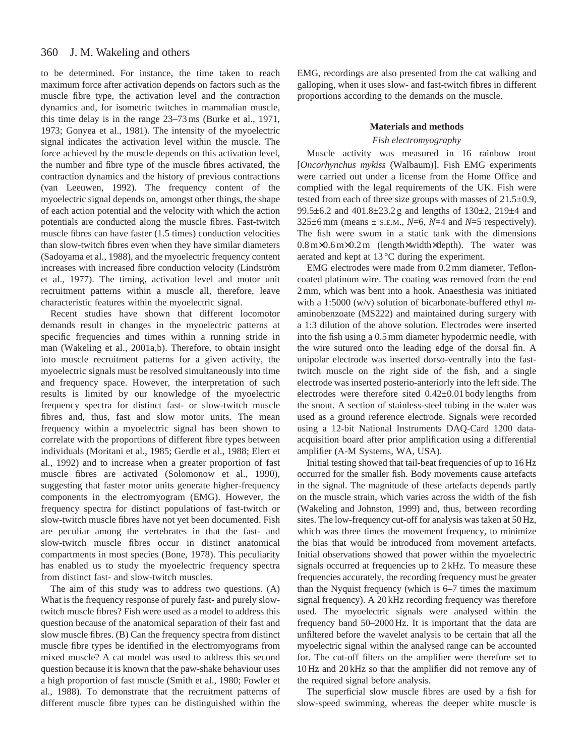to be determined. For instance, the time taken to reach maximum force after activation depends on factors such as the muscle fibre type, the activation level and the contraction dynamics and, for isometric twitches in mammalian muscle, this time delay is in the range 23–73 ms (Burke et al., 1971, 1973; Gonyea et al., 1981). The intensity of the myoelectric signal indicates the activation level within the muscle. The force achieved by the muscle depends on this activation level, the number and fibre type of the muscle fibres activated, the contraction dynamics and the history of previous contractions (van Leeuwen, 1992). The frequency content of the myoelectric signal depends on, amongst other things, the shape of each action potential and the velocity with which the action potentials are conducted along the muscle fibres. Fast-twitch muscle fibres can have faster (1.5 times) conduction velocities than slow-twitch fibres even when they have similar diameters (Sadoyama et al., 1988), and the myoelectric frequency content increases with increased fibre conduction velocity (Lindström et al., 1977). The timing, activation level and motor unit recruitment patterns within a muscle all, therefore, leave characteristic features within the myoelectric signal.

Recent studies have shown that different locomotor demands result in changes in the myoelectric patterns at specific frequencies and times within a running stride in man (Wakeling et al., 2001a,b). Therefore, to obtain insight into muscle recruitment patterns for a given activity, the myoelectric signals must be resolved simultaneously into time and frequency space. However, the interpretation of such results is limited by our knowledge of the myoelectric frequency spectra for distinct fast- or slow-twitch muscle fibres and, thus, fast and slow motor units. The mean frequency within a myoelectric signal has been shown to correlate with the proportions of different fibre types between individuals (Moritani et al., 1985; Gerdle et al., 1988; Elert et al., 1992) and to increase when a greater proportion of fast muscle fibres are activated (Solomonow et al., 1990), suggesting that faster motor units generate higher-frequency components in the electromyogram (EMG). However, the frequency spectra for distinct populations of fast-twitch or slow-twitch muscle fibres have not yet been documented. Fish are peculiar among the vertebrates in that the fast- and slow-twitch muscle fibres occur in distinct anatomical compartments in most species (Bone, 1978). This peculiarity has enabled us to study the myoelectric frequency spectra from distinct fast- and slow-twitch muscles.

The aim of this study was to address two questions. (A) What is the frequency response of purely fast- and purely slow-twitch muscle fibres? Fish were used as a model to address this question because of the anatomical separation of their fast and slow muscle fibres. (B) Can the frequency spectra from distinct muscle fibre types be identified in the electromyograms from mixed muscle? A cat model was used to address this second question because it is known that the paw-shake behaviour uses a high proportion of fast muscle (Smith et al., 1980; Fowler et al., 1988). To demonstrate that the recruitment patterns of different muscle fibre types can be distinguished within the EMG, recordings are also presented from the cat walking and galloping, when it uses slow- and fast-twitch fibres in different proportions according to the demands on the muscle.

## Materials and methods

### *Fish electromyography*

Muscle activity was measured in 16 rainbow trout [*Oncorhynchus mykiss* (Walbaum)]. Fish EMG experiments were carried out under a license from the Home Office and complied with the legal requirements of the UK. Fish were tested from each of three size groups with masses of 21.5±0.9, 99.5±6.2 and 401.8±23.2 g and lengths of 130±2, 219±4 and 325±6 mm (means ± S.E.M., *N*=6, *N*=4 and *N*=5 respectively). The fish were swum in a static tank with the dimensions 0.8 m×0.6 m×0.2 m (length×width×depth). The water was aerated and kept at 13 °C during the experiment.

EMG electrodes were made from 0.2 mm diameter, Teflon-coated platinum wire. The coating was removed from the end 2 mm, which was bent into a hook. Anaesthesia was initiated with a 1:5000 (w/v) solution of bicarbonate-buffered ethyl *m*-aminobenzoate (MS222) and maintained during surgery with a 1:3 dilution of the above solution. Electrodes were inserted into the fish using a 0.5 mm diameter hypodermic needle, with the wire sutured onto the leading edge of the dorsal fin. A unipolar electrode was inserted dorso-ventrally into the fast-twitch muscle on the right side of the fish, and a single electrode was inserted posterio-anteriorly into the left side. The electrodes were therefore sited 0.42±0.01 body lengths from the snout. A section of stainless-steel tubing in the water was used as a ground reference electrode. Signals were recorded using a 12-bit National Instruments DAQ-Card 1200 data-acquisition board after prior amplification using a differential amplifier (A-M Systems, WA, USA).

Initial testing showed that tail-beat frequencies of up to 16 Hz occurred for the smaller fish. Body movements cause artefacts in the signal. The magnitude of these artefacts depends partly on the muscle strain, which varies across the width of the fish (Wakeling and Johnston, 1999) and, thus, between recording sites. The low-frequency cut-off for analysis was taken at 50 Hz, which was three times the movement frequency, to minimize the bias that would be introduced from movement artefacts. Initial observations showed that power within the myoelectric signals occurred at frequencies up to 2 kHz. To measure these frequencies accurately, the recording frequency must be greater than the Nyquist frequency (which is 6–7 times the maximum signal frequency). A 20 kHz recording frequency was therefore used. The myoelectric signals were analysed within the frequency band 50–2000 Hz. It is important that the data are unfiltered before the wavelet analysis to be certain that all the myoelectric signal within the analysed range can be accounted for. The cut-off filters on the amplifier were therefore set to 10 Hz and 20 kHz so that the amplifier did not remove any of the required signal before analysis.

The superficial slow muscle fibres are used by a fish for slow-speed swimming, whereas the deeper white muscle is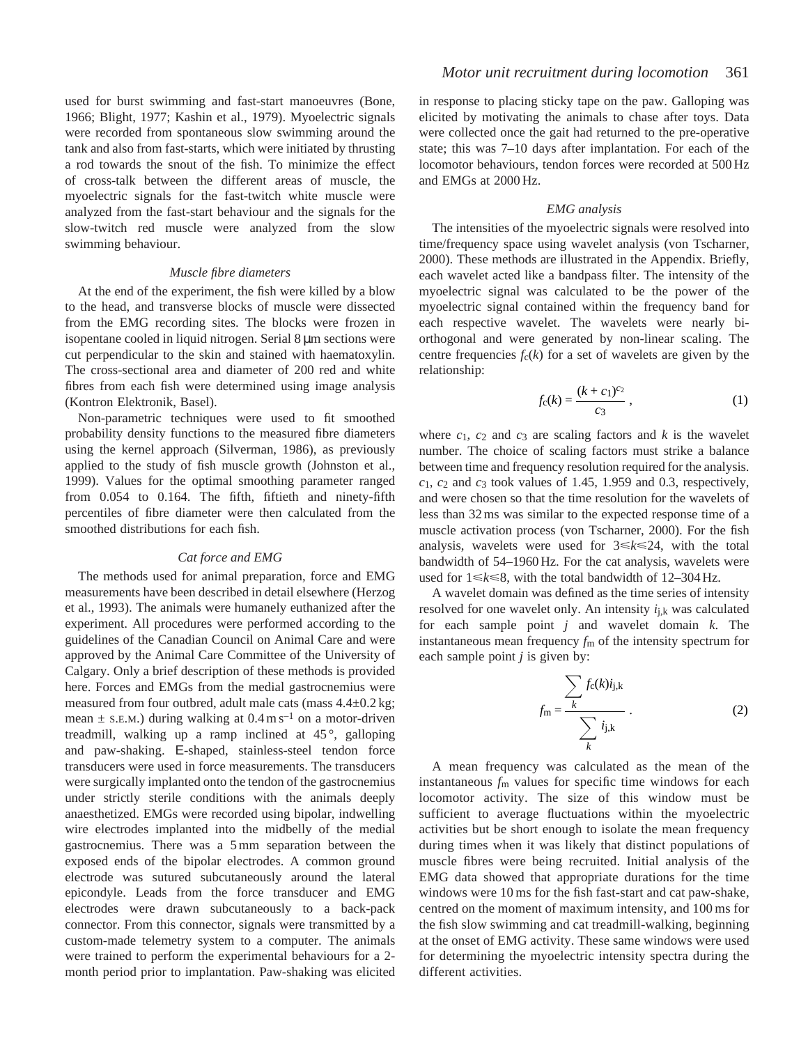used for burst swimming and fast-start manoeuvres (Bone, 1966; Blight, 1977; Kashin et al., 1979). Myoelectric signals were recorded from spontaneous slow swimming around the tank and also from fast-starts, which were initiated by thrusting a rod towards the snout of the fish. To minimize the effect of cross-talk between the different areas of muscle, the myoelectric signals for the fast-twitch white muscle were analyzed from the fast-start behaviour and the signals for the slow-twitch red muscle were analyzed from the slow swimming behaviour.

### *Muscle fibre diameters*

At the end of the experiment, the fish were killed by a blow to the head, and transverse blocks of muscle were dissected from the EMG recording sites. The blocks were frozen in isopentane cooled in liquid nitrogen. Serial 8 μm sections were cut perpendicular to the skin and stained with haematoxylin. The cross-sectional area and diameter of 200 red and white fibres from each fish were determined using image analysis (Kontron Elektronik, Basel).

Non-parametric techniques were used to fit smoothed probability density functions to the measured fibre diameters using the kernel approach (Silverman, 1986), as previously applied to the study of fish muscle growth (Johnston et al., 1999). Values for the optimal smoothing parameter ranged from 0.054 to 0.164. The fifth, fiftieth and ninety-fifth percentiles of fibre diameter were then calculated from the smoothed distributions for each fish.

### *Cat force and EMG*

The methods used for animal preparation, force and EMG measurements have been described in detail elsewhere (Herzog et al., 1993). The animals were humanely euthanized after the experiment. All procedures were performed according to the guidelines of the Canadian Council on Animal Care and were approved by the Animal Care Committee of the University of Calgary. Only a brief description of these methods is provided here. Forces and EMGs from the medial gastrocnemius were measured from four outbred, adult male cats (mass 4.4±0.2 kg; mean ± S.E.M.) during walking at $0.4\,\mathrm{m\,s^{-1}}$ on a motor-driven treadmill, walking up a ramp inclined at 45°, galloping and paw-shaking. E-shaped, stainless-steel tendon force transducers were used in force measurements. The transducers were surgically implanted onto the tendon of the gastrocnemius under strictly sterile conditions with the animals deeply anaesthetized. EMGs were recorded using bipolar, indwelling wire electrodes implanted into the midbelly of the medial gastrocnemius. There was a 5 mm separation between the exposed ends of the bipolar electrodes. A common ground electrode was sutured subcutaneously around the lateral epicondyle. Leads from the force transducer and EMG electrodes were drawn subcutaneously to a back-pack connector. From this connector, signals were transmitted by a custom-made telemetry system to a computer. The animals were trained to perform the experimental behaviours for a 2-month period prior to implantation. Paw-shaking was elicited in response to placing sticky tape on the paw. Galloping was elicited by motivating the animals to chase after toys. Data were collected once the gait had returned to the pre-operative state; this was 7–10 days after implantation. For each of the locomotor behaviours, tendon forces were recorded at 500 Hz and EMGs at 2000 Hz.

### *EMG analysis*

The intensities of the myoelectric signals were resolved into time/frequency space using wavelet analysis (von Tscharner, 2000). These methods are illustrated in the Appendix. Briefly, each wavelet acted like a bandpass filter. The intensity of the myoelectric signal was calculated to be the power of the myoelectric signal contained within the frequency band for each respective wavelet. The wavelets were nearly bi-orthogonal and were generated by non-linear scaling. The centre frequencies $f_c(k)$ for a set of wavelets are given by the relationship:

$$f_c(k) = \frac{(k + c_1)^{c_2}}{c_3}\,, \tag{1}$$

where $c_1$, $c_2$ and $c_3$ are scaling factors and $k$ is the wavelet number. The choice of scaling factors must strike a balance between time and frequency resolution required for the analysis. $c_1$, $c_2$ and $c_3$ took values of 1.45, 1.959 and 0.3, respectively, and were chosen so that the time resolution for the wavelets of less than 32 ms was similar to the expected response time of a muscle activation process (von Tscharner, 2000). For the fish analysis, wavelets were used for $3 \leqslant k \leqslant 24$, with the total bandwidth of 54–1960 Hz. For the cat analysis, wavelets were used for $1 \leqslant k \leqslant 8$, with the total bandwidth of 12–304 Hz.

A wavelet domain was defined as the time series of intensity resolved for one wavelet only. An intensity $i_{j,k}$ was calculated for each sample point $j$ and wavelet domain $k$. The instantaneous mean frequency $f_m$ of the intensity spectrum for each sample point $j$ is given by:

$$f_m = \frac{\sum_k f_c(k) i_{j,k}}{\sum_k i_{j,k}}\,. \tag{2}$$

A mean frequency was calculated as the mean of the instantaneous $f_m$ values for specific time windows for each locomotor activity. The size of this window must be sufficient to average fluctuations within the myoelectric activities but be short enough to isolate the mean frequency during times when it was likely that distinct populations of muscle fibres were being recruited. Initial analysis of the EMG data showed that appropriate durations for the time windows were 10 ms for the fish fast-start and cat paw-shake, centred on the moment of maximum intensity, and 100 ms for the fish slow swimming and cat treadmill-walking, beginning at the onset of EMG activity. These same windows were used for determining the myoelectric intensity spectra during the different activities.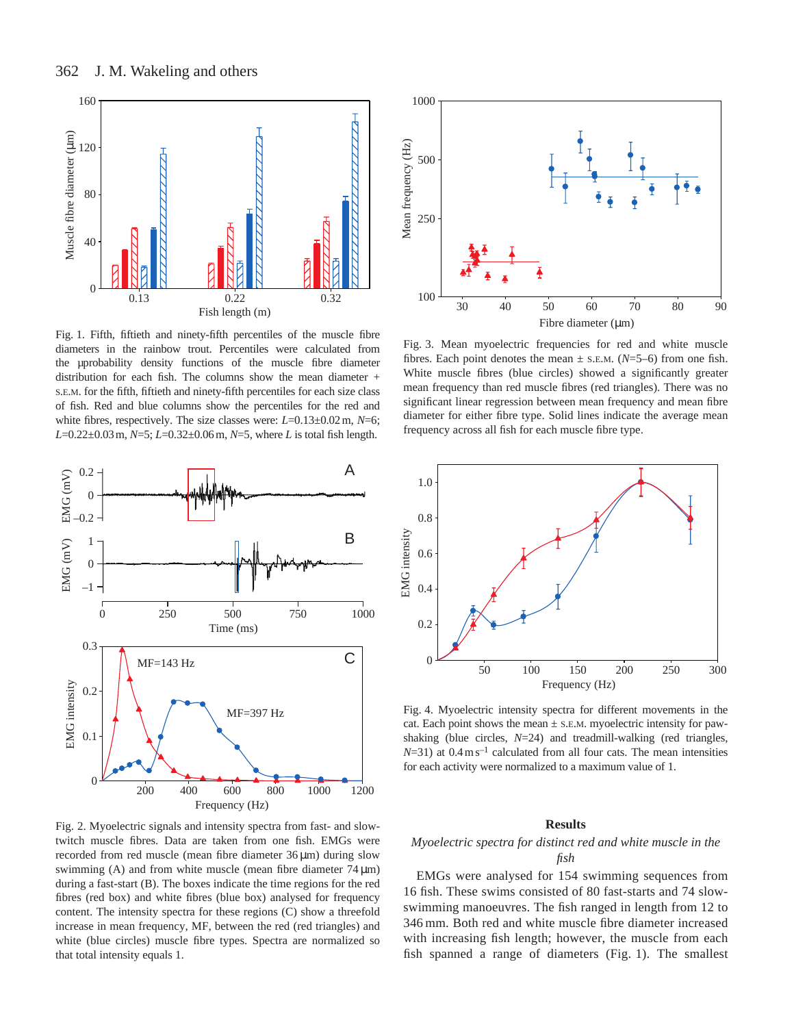Fig. 1. Fifth, fiftieth and ninety-fifth percentiles of the muscle fibre diameters in the rainbow trout. Percentiles were calculated from the μprobability density functions of the muscle fibre diameter distribution for each fish. The columns show the mean diameter + S.E.M. for the fifth, fiftieth and ninety-fifth percentiles for each size class of fish. Red and blue columns show the percentiles for the red and white fibres, respectively. The size classes were: $L$=0.13±0.02 m, $N$=6; $L$=0.22±0.03 m, $N$=5; $L$=0.32±0.06 m, $N$=5, where $L$ is total fish length.

Fig. 2. Myoelectric signals and intensity spectra from fast- and slow-twitch muscle fibres. Data are taken from one fish. EMGs were recorded from red muscle (mean fibre diameter 36 μm) during slow swimming (A) and from white muscle (mean fibre diameter 74 μm) during a fast-start (B). The boxes indicate the time regions for the red fibres (red box) and white fibres (blue box) analysed for frequency content. The intensity spectra for these regions (C) show a threefold increase in mean frequency, MF, between the red (red triangles) and white (blue circles) muscle fibre types. Spectra are normalized so that total intensity equals 1.

Fig. 3. Mean myoelectric frequencies for red and white muscle fibres. Each point denotes the mean ± S.E.M. ($N$=5–6) from one fish. White muscle fibres (blue circles) showed a significantly greater mean frequency than red muscle fibres (red triangles). There was no significant linear regression between mean frequency and mean fibre diameter for either fibre type. Solid lines indicate the average mean frequency across all fish for each muscle fibre type.

Fig. 4. Myoelectric intensity spectra for different movements in the cat. Each point shows the mean ± S.E.M. myoelectric intensity for paw-shaking (blue circles, $N$=24) and treadmill-walking (red triangles, $N$=31) at 0.4 m s$^{-1}$ calculated from all four cats. The mean intensities for each activity were normalized to a maximum value of 1.

## Results

*Myoelectric spectra for distinct red and white muscle in the fish*

EMGs were analysed for 154 swimming sequences from 16 fish. These swims consisted of 80 fast-starts and 74 slow-swimming manoeuvres. The fish ranged in length from 12 to 346 mm. Both red and white muscle fibre diameter increased with increasing fish length; however, the muscle from each fish spanned a range of diameters (Fig. 1). The smallest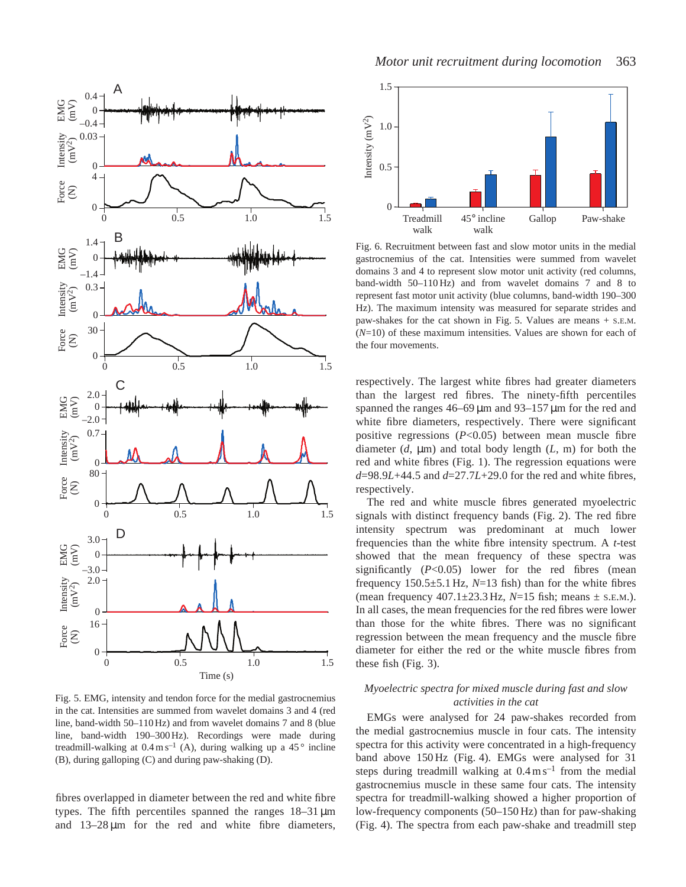Fig. 5. EMG, intensity and tendon force for the medial gastrocnemius in the cat. Intensities are summed from wavelet domains 3 and 4 (red line, band-width 50–110 Hz) and from wavelet domains 7 and 8 (blue line, band-width 190–300 Hz). Recordings were made during treadmill-walking at $0.4\,\mathrm{m\,s^{-1}}$ (A), during walking up a 45° incline (B), during galloping (C) and during paw-shaking (D).

fibres overlapped in diameter between the red and white fibre types. The fifth percentiles spanned the ranges 18–31 µm and 13–28 µm for the red and white fibre diameters, respectively. The largest white fibres had greater diameters than the largest red fibres. The ninety-fifth percentiles spanned the ranges 46–69 µm and 93–157 µm for the red and white fibre diameters, respectively. There were significant positive regressions ($P<0.05$) between mean muscle fibre diameter ($d$, µm) and total body length ($L$, m) for both the red and white fibres (Fig. 1). The regression equations were $d=98.9L+44.5$ and $d=27.7L+29.0$ for the red and white fibres, respectively.

The red and white muscle fibres generated myoelectric signals with distinct frequency bands (Fig. 2). The red fibre intensity spectrum was predominant at much lower frequencies than the white fibre intensity spectrum. A $t$-test showed that the mean frequency of these spectra was significantly ($P<0.05$) lower for the red fibres (mean frequency 150.5±5.1 Hz, $N$=13 fish) than for the white fibres (mean frequency 407.1±23.3 Hz, $N$=15 fish; means ± S.E.M.). In all cases, the mean frequencies for the red fibres were lower than those for the white fibres. There was no significant regression between the mean frequency and the muscle fibre diameter for either the red or the white muscle fibres from these fish (Fig. 3).

Fig. 6. Recruitment between fast and slow motor units in the medial gastrocnemius of the cat. Intensities were summed from wavelet domains 3 and 4 to represent slow motor unit activity (red columns, band-width 50–110 Hz) and from wavelet domains 7 and 8 to represent fast motor unit activity (blue columns, band-width 190–300 Hz). The maximum intensity was measured for separate strides and paw-shakes for the cat shown in Fig. 5. Values are means + S.E.M. ($N$=10) of these maximum intensities. Values are shown for each of the four movements.

### *Myoelectric spectra for mixed muscle during fast and slow activities in the cat*

EMGs were analysed for 24 paw-shakes recorded from the medial gastrocnemius muscle in four cats. The intensity spectra for this activity were concentrated in a high-frequency band above 150 Hz (Fig. 4). EMGs were analysed for 31 steps during treadmill walking at $0.4\,\mathrm{m\,s^{-1}}$ from the medial gastrocnemius muscle in these same four cats. The intensity spectra for treadmill-walking showed a higher proportion of low-frequency components (50–150 Hz) than for paw-shaking (Fig. 4). The spectra from each paw-shake and treadmill step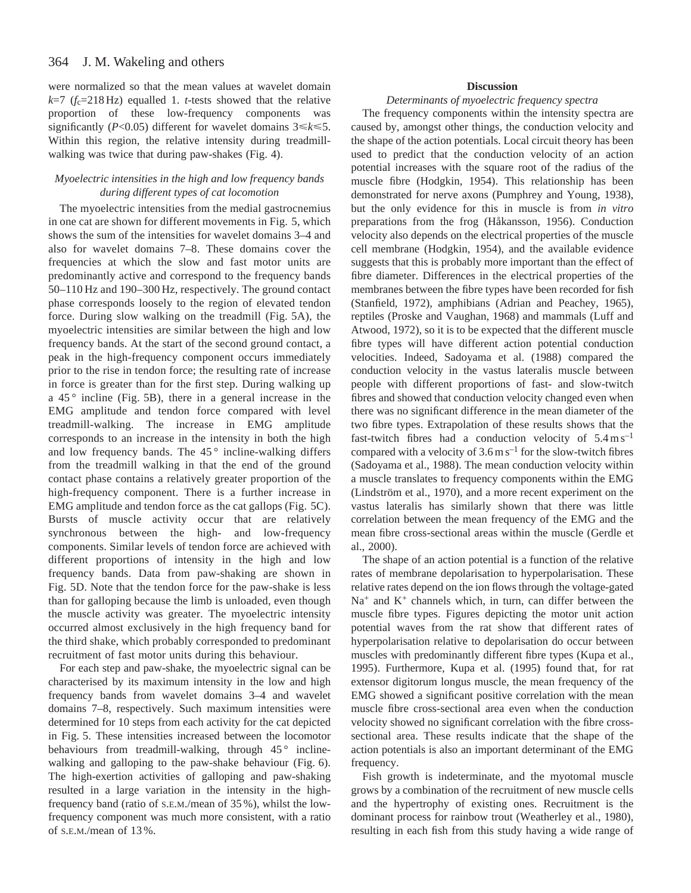were normalized so that the mean values at wavelet domain $k$=7 ($f_c$=218 Hz) equalled 1. $t$-tests showed that the relative proportion of these low-frequency components was significantly ($P$<0.05) different for wavelet domains $3 \leqslant k \leqslant 5$. Within this region, the relative intensity during treadmill-walking was twice that during paw-shakes (Fig. 4).

### *Myoelectric intensities in the high and low frequency bands during different types of cat locomotion*

The myoelectric intensities from the medial gastrocnemius in one cat are shown for different movements in Fig. 5, which shows the sum of the intensities for wavelet domains 3–4 and also for wavelet domains 7–8. These domains cover the frequencies at which the slow and fast motor units are predominantly active and correspond to the frequency bands 50–110 Hz and 190–300 Hz, respectively. The ground contact phase corresponds loosely to the region of elevated tendon force. During slow walking on the treadmill (Fig. 5A), the myoelectric intensities are similar between the high and low frequency bands. At the start of the second ground contact, a peak in the high-frequency component occurs immediately prior to the rise in tendon force; the resulting rate of increase in force is greater than for the first step. During walking up a 45 ° incline (Fig. 5B), there in a general increase in the EMG amplitude and tendon force compared with level treadmill-walking. The increase in EMG amplitude corresponds to an increase in the intensity in both the high and low frequency bands. The 45 ° incline-walking differs from the treadmill walking in that the end of the ground contact phase contains a relatively greater proportion of the high-frequency component. There is a further increase in EMG amplitude and tendon force as the cat gallops (Fig. 5C). Bursts of muscle activity occur that are relatively synchronous between the high- and low-frequency components. Similar levels of tendon force are achieved with different proportions of intensity in the high and low frequency bands. Data from paw-shaking are shown in Fig. 5D. Note that the tendon force for the paw-shake is less than for galloping because the limb is unloaded, even though the muscle activity was greater. The myoelectric intensity occurred almost exclusively in the high frequency band for the third shake, which probably corresponded to predominant recruitment of fast motor units during this behaviour.

For each step and paw-shake, the myoelectric signal can be characterised by its maximum intensity in the low and high frequency bands from wavelet domains 3–4 and wavelet domains 7–8, respectively. Such maximum intensities were determined for 10 steps from each activity for the cat depicted in Fig. 5. These intensities increased between the locomotor behaviours from treadmill-walking, through 45 ° incline-walking and galloping to the paw-shake behaviour (Fig. 6). The high-exertion activities of galloping and paw-shaking resulted in a large variation in the intensity in the high-frequency band (ratio of S.E.M./mean of 35 %), whilst the low-frequency component was much more consistent, with a ratio of S.E.M./mean of 13 %.

## Discussion

### *Determinants of myoelectric frequency spectra*

The frequency components within the intensity spectra are caused by, amongst other things, the conduction velocity and the shape of the action potentials. Local circuit theory has been used to predict that the conduction velocity of an action potential increases with the square root of the radius of the muscle fibre (Hodgkin, 1954). This relationship has been demonstrated for nerve axons (Pumphrey and Young, 1938), but the only evidence for this in muscle is from *in vitro* preparations from the frog (Håkansson, 1956). Conduction velocity also depends on the electrical properties of the muscle cell membrane (Hodgkin, 1954), and the available evidence suggests that this is probably more important than the effect of fibre diameter. Differences in the electrical properties of the membranes between the fibre types have been recorded for fish (Stanfield, 1972), amphibians (Adrian and Peachey, 1965), reptiles (Proske and Vaughan, 1968) and mammals (Luff and Atwood, 1972), so it is to be expected that the different muscle fibre types will have different action potential conduction velocities. Indeed, Sadoyama et al. (1988) compared the conduction velocity in the vastus lateralis muscle between people with different proportions of fast- and slow-twitch fibres and showed that conduction velocity changed even when there was no significant difference in the mean diameter of the two fibre types. Extrapolation of these results shows that the fast-twitch fibres had a conduction velocity of 5.4 m s$^{-1}$ compared with a velocity of 3.6 m s$^{-1}$ for the slow-twitch fibres (Sadoyama et al., 1988). The mean conduction velocity within a muscle translates to frequency components within the EMG (Lindström et al., 1970), and a more recent experiment on the vastus lateralis has similarly shown that there was little correlation between the mean frequency of the EMG and the mean fibre cross-sectional areas within the muscle (Gerdle et al., 2000).

The shape of an action potential is a function of the relative rates of membrane depolarisation to hyperpolarisation. These relative rates depend on the ion flows through the voltage-gated $Na^+$ and $K^+$ channels which, in turn, can differ between the muscle fibre types. Figures depicting the motor unit action potential waves from the rat show that different rates of hyperpolarisation relative to depolarisation do occur between muscles with predominantly different fibre types (Kupa et al., 1995). Furthermore, Kupa et al. (1995) found that, for rat extensor digitorum longus muscle, the mean frequency of the EMG showed a significant positive correlation with the mean muscle fibre cross-sectional area even when the conduction velocity showed no significant correlation with the fibre cross-sectional area. These results indicate that the shape of the action potentials is also an important determinant of the EMG frequency.

Fish growth is indeterminate, and the myotomal muscle grows by a combination of the recruitment of new muscle cells and the hypertrophy of existing ones. Recruitment is the dominant process for rainbow trout (Weatherley et al., 1980), resulting in each fish from this study having a wide range of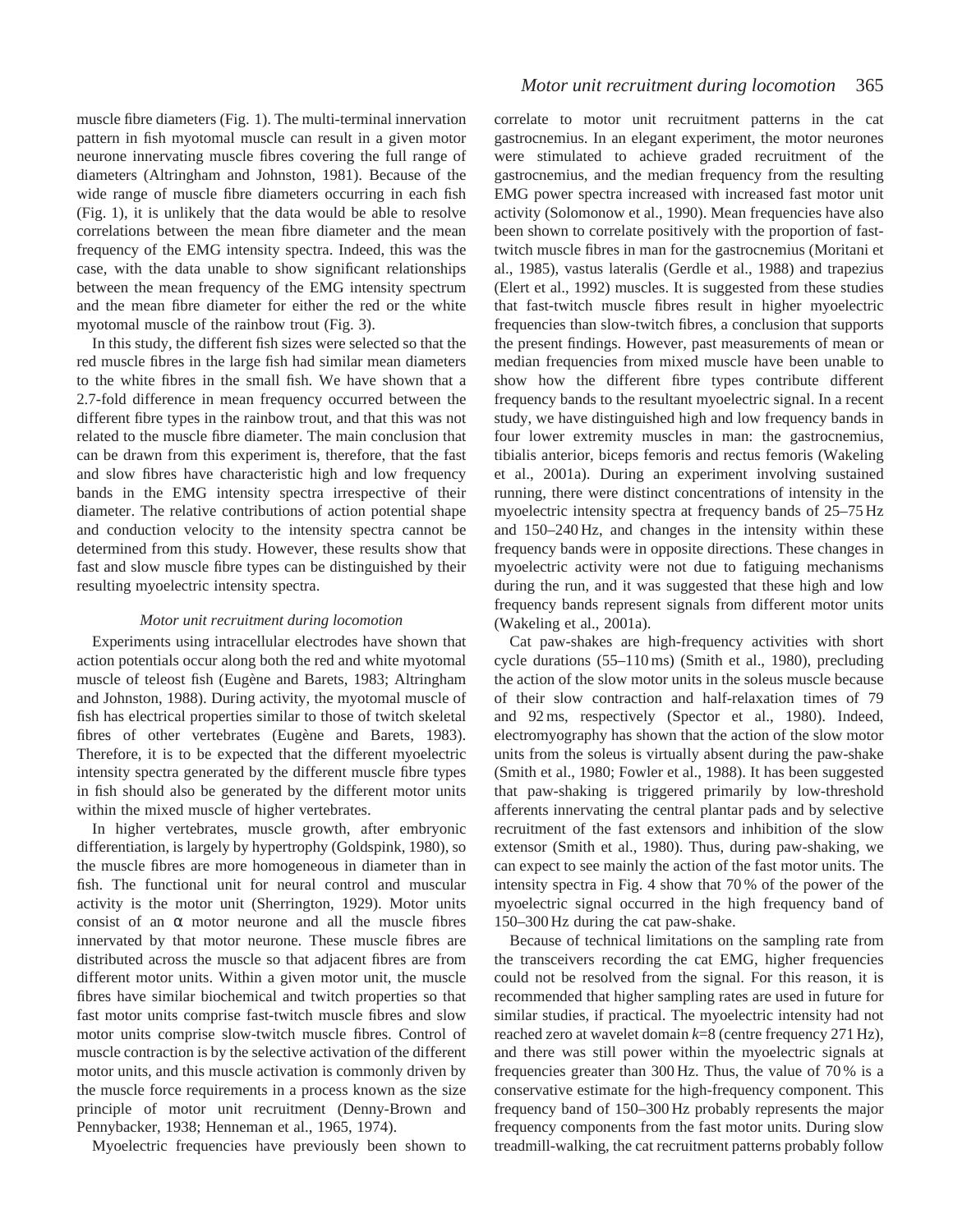muscle fibre diameters (Fig. 1). The multi-terminal innervation pattern in fish myotomal muscle can result in a given motor neurone innervating muscle fibres covering the full range of diameters (Altringham and Johnston, 1981). Because of the wide range of muscle fibre diameters occurring in each fish (Fig. 1), it is unlikely that the data would be able to resolve correlations between the mean fibre diameter and the mean frequency of the EMG intensity spectra. Indeed, this was the case, with the data unable to show significant relationships between the mean frequency of the EMG intensity spectrum and the mean fibre diameter for either the red or the white myotomal muscle of the rainbow trout (Fig. 3).

In this study, the different fish sizes were selected so that the red muscle fibres in the large fish had similar mean diameters to the white fibres in the small fish. We have shown that a 2.7-fold difference in mean frequency occurred between the different fibre types in the rainbow trout, and that this was not related to the muscle fibre diameter. The main conclusion that can be drawn from this experiment is, therefore, that the fast and slow fibres have characteristic high and low frequency bands in the EMG intensity spectra irrespective of their diameter. The relative contributions of action potential shape and conduction velocity to the intensity spectra cannot be determined from this study. However, these results show that fast and slow muscle fibre types can be distinguished by their resulting myoelectric intensity spectra.

### *Motor unit recruitment during locomotion*

Experiments using intracellular electrodes have shown that action potentials occur along both the red and white myotomal muscle of teleost fish (Eugène and Barets, 1983; Altringham and Johnston, 1988). During activity, the myotomal muscle of fish has electrical properties similar to those of twitch skeletal fibres of other vertebrates (Eugène and Barets, 1983). Therefore, it is to be expected that the different myoelectric intensity spectra generated by the different muscle fibre types in fish should also be generated by the different motor units within the mixed muscle of higher vertebrates.

In higher vertebrates, muscle growth, after embryonic differentiation, is largely by hypertrophy (Goldspink, 1980), so the muscle fibres are more homogeneous in diameter than in fish. The functional unit for neural control and muscular activity is the motor unit (Sherrington, 1929). Motor units consist of an α motor neurone and all the muscle fibres innervated by that motor neurone. These muscle fibres are distributed across the muscle so that adjacent fibres are from different motor units. Within a given motor unit, the muscle fibres have similar biochemical and twitch properties so that fast motor units comprise fast-twitch muscle fibres and slow motor units comprise slow-twitch muscle fibres. Control of muscle contraction is by the selective activation of the different motor units, and this muscle activation is commonly driven by the muscle force requirements in a process known as the size principle of motor unit recruitment (Denny-Brown and Pennybacker, 1938; Henneman et al., 1965, 1974).

Myoelectric frequencies have previously been shown to correlate to motor unit recruitment patterns in the cat gastrocnemius. In an elegant experiment, the motor neurones were stimulated to achieve graded recruitment of the gastrocnemius, and the median frequency from the resulting EMG power spectra increased with increased fast motor unit activity (Solomonow et al., 1990). Mean frequencies have also been shown to correlate positively with the proportion of fast-twitch muscle fibres in man for the gastrocnemius (Moritani et al., 1985), vastus lateralis (Gerdle et al., 1988) and trapezius (Elert et al., 1992) muscles. It is suggested from these studies that fast-twitch muscle fibres result in higher myoelectric frequencies than slow-twitch fibres, a conclusion that supports the present findings. However, past measurements of mean or median frequencies from mixed muscle have been unable to show how the different fibre types contribute different frequency bands to the resultant myoelectric signal. In a recent study, we have distinguished high and low frequency bands in four lower extremity muscles in man: the gastrocnemius, tibialis anterior, biceps femoris and rectus femoris (Wakeling et al., 2001a). During an experiment involving sustained running, there were distinct concentrations of intensity in the myoelectric intensity spectra at frequency bands of 25–75 Hz and 150–240 Hz, and changes in the intensity within these frequency bands were in opposite directions. These changes in myoelectric activity were not due to fatiguing mechanisms during the run, and it was suggested that these high and low frequency bands represent signals from different motor units (Wakeling et al., 2001a).

Cat paw-shakes are high-frequency activities with short cycle durations (55–110 ms) (Smith et al., 1980), precluding the action of the slow motor units in the soleus muscle because of their slow contraction and half-relaxation times of 79 and 92 ms, respectively (Spector et al., 1980). Indeed, electromyography has shown that the action of the slow motor units from the soleus is virtually absent during the paw-shake (Smith et al., 1980; Fowler et al., 1988). It has been suggested that paw-shaking is triggered primarily by low-threshold afferents innervating the central plantar pads and by selective recruitment of the fast extensors and inhibition of the slow extensor (Smith et al., 1980). Thus, during paw-shaking, we can expect to see mainly the action of the fast motor units. The intensity spectra in Fig. 4 show that 70 % of the power of the myoelectric signal occurred in the high frequency band of 150–300 Hz during the cat paw-shake.

Because of technical limitations on the sampling rate from the transceivers recording the cat EMG, higher frequencies could not be resolved from the signal. For this reason, it is recommended that higher sampling rates are used in future for similar studies, if practical. The myoelectric intensity had not reached zero at wavelet domain $k$=8 (centre frequency 271 Hz), and there was still power within the myoelectric signals at frequencies greater than 300 Hz. Thus, the value of 70 % is a conservative estimate for the high-frequency component. This frequency band of 150–300 Hz probably represents the major frequency components from the fast motor units. During slow treadmill-walking, the cat recruitment patterns probably follow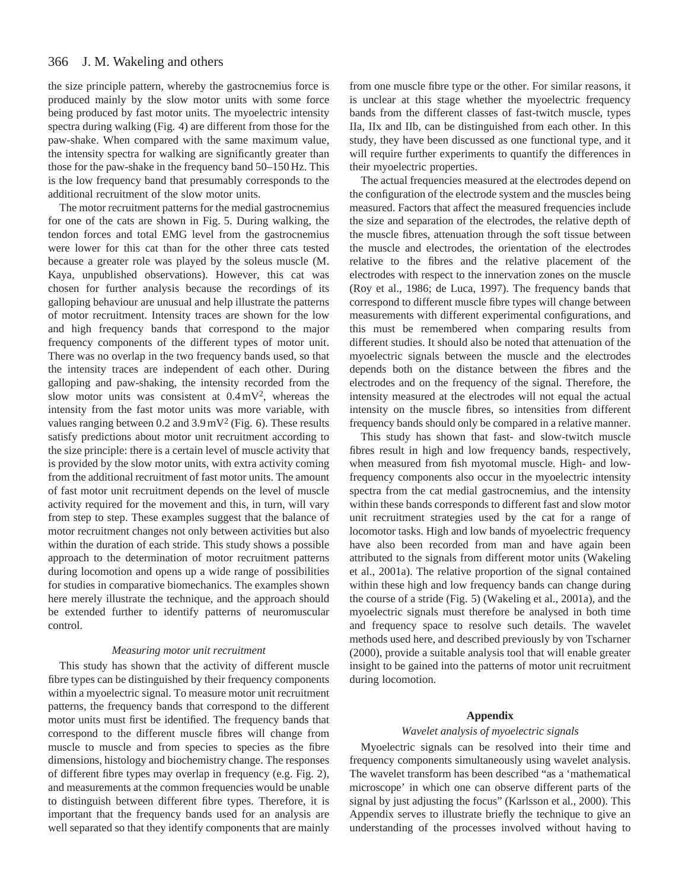the size principle pattern, whereby the gastrocnemius force is produced mainly by the slow motor units with some force being produced by fast motor units. The myoelectric intensity spectra during walking (Fig. 4) are different from those for the paw-shake. When compared with the same maximum value, the intensity spectra for walking are significantly greater than those for the paw-shake in the frequency band 50–150 Hz. This is the low frequency band that presumably corresponds to the additional recruitment of the slow motor units.

The motor recruitment patterns for the medial gastrocnemius for one of the cats are shown in Fig. 5. During walking, the tendon forces and total EMG level from the gastrocnemius were lower for this cat than for the other three cats tested because a greater role was played by the soleus muscle (M. Kaya, unpublished observations). However, this cat was chosen for further analysis because the recordings of its galloping behaviour are unusual and help illustrate the patterns of motor recruitment. Intensity traces are shown for the low and high frequency bands that correspond to the major frequency components of the different types of motor unit. There was no overlap in the two frequency bands used, so that the intensity traces are independent of each other. During galloping and paw-shaking, the intensity recorded from the slow motor units was consistent at $0.4\,\mathrm{mV}^2$, whereas the intensity from the fast motor units was more variable, with values ranging between 0.2 and $3.9\,\mathrm{mV}^2$ (Fig. 6). These results satisfy predictions about motor unit recruitment according to the size principle: there is a certain level of muscle activity that is provided by the slow motor units, with extra activity coming from the additional recruitment of fast motor units. The amount of fast motor unit recruitment depends on the level of muscle activity required for the movement and this, in turn, will vary from step to step. These examples suggest that the balance of motor recruitment changes not only between activities but also within the duration of each stride. This study shows a possible approach to the determination of motor recruitment patterns during locomotion and opens up a wide range of possibilities for studies in comparative biomechanics. The examples shown here merely illustrate the technique, and the approach should be extended further to identify patterns of neuromuscular control.

*Measuring motor unit recruitment*

This study has shown that the activity of different muscle fibre types can be distinguished by their frequency components within a myoelectric signal. To measure motor unit recruitment patterns, the frequency bands that correspond to the different motor units must first be identified. The frequency bands that correspond to the different muscle fibres will change from muscle to muscle and from species to species as the fibre dimensions, histology and biochemistry change. The responses of different fibre types may overlap in frequency (e.g. Fig. 2), and measurements at the common frequencies would be unable to distinguish between different fibre types. Therefore, it is important that the frequency bands used for an analysis are well separated so that they identify components that are mainly from one muscle fibre type or the other. For similar reasons, it is unclear at this stage whether the myoelectric frequency bands from the different classes of fast-twitch muscle, types IIa, IIx and IIb, can be distinguished from each other. In this study, they have been discussed as one functional type, and it will require further experiments to quantify the differences in their myoelectric properties.

The actual frequencies measured at the electrodes depend on the configuration of the electrode system and the muscles being measured. Factors that affect the measured frequencies include the size and separation of the electrodes, the relative depth of the muscle fibres, attenuation through the soft tissue between the muscle and electrodes, the orientation of the electrodes relative to the fibres and the relative placement of the electrodes with respect to the innervation zones on the muscle (Roy et al., 1986; de Luca, 1997). The frequency bands that correspond to different muscle fibre types will change between measurements with different experimental configurations, and this must be remembered when comparing results from different studies. It should also be noted that attenuation of the myoelectric signals between the muscle and the electrodes depends both on the distance between the fibres and the electrodes and on the frequency of the signal. Therefore, the intensity measured at the electrodes will not equal the actual intensity on the muscle fibres, so intensities from different frequency bands should only be compared in a relative manner.

This study has shown that fast- and slow-twitch muscle fibres result in high and low frequency bands, respectively, when measured from fish myotomal muscle. High- and low-frequency components also occur in the myoelectric intensity spectra from the cat medial gastrocnemius, and the intensity within these bands corresponds to different fast and slow motor unit recruitment strategies used by the cat for a range of locomotor tasks. High and low bands of myoelectric frequency have also been recorded from man and have again been attributed to the signals from different motor units (Wakeling et al., 2001a). The relative proportion of the signal contained within these high and low frequency bands can change during the course of a stride (Fig. 5) (Wakeling et al., 2001a), and the myoelectric signals must therefore be analysed in both time and frequency space to resolve such details. The wavelet methods used here, and described previously by von Tscharner (2000), provide a suitable analysis tool that will enable greater insight to be gained into the patterns of motor unit recruitment during locomotion.

## Appendix

*Wavelet analysis of myoelectric signals*

Myoelectric signals can be resolved into their time and frequency components simultaneously using wavelet analysis. The wavelet transform has been described "as a 'mathematical microscope' in which one can observe different parts of the signal by just adjusting the focus" (Karlsson et al., 2000). This Appendix serves to illustrate briefly the technique to give an understanding of the processes involved without having to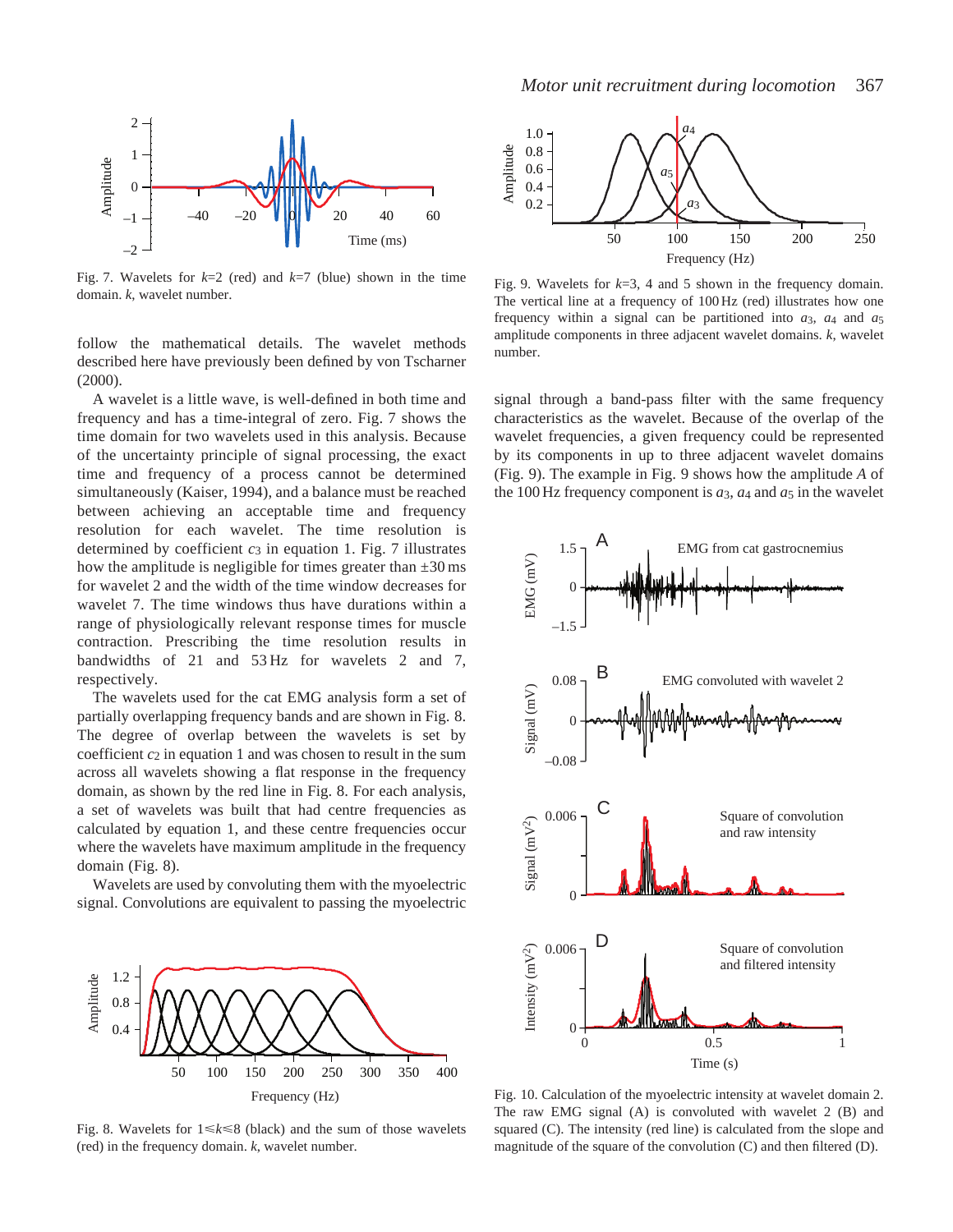Fig. 7. Wavelets for $k$=2 (red) and $k$=7 (blue) shown in the time domain. $k$, wavelet number.

follow the mathematical details. The wavelet methods described here have previously been defined by von Tscharner (2000).

A wavelet is a little wave, is well-defined in both time and frequency and has a time-integral of zero. Fig. 7 shows the time domain for two wavelets used in this analysis. Because of the uncertainty principle of signal processing, the exact time and frequency of a process cannot be determined simultaneously (Kaiser, 1994), and a balance must be reached between achieving an acceptable time and frequency resolution for each wavelet. The time resolution is determined by coefficient $c_3$ in equation 1. Fig. 7 illustrates how the amplitude is negligible for times greater than ±30 ms for wavelet 2 and the width of the time window decreases for wavelet 7. The time windows thus have durations within a range of physiologically relevant response times for muscle contraction. Prescribing the time resolution results in bandwidths of 21 and 53 Hz for wavelets 2 and 7, respectively.

The wavelets used for the cat EMG analysis form a set of partially overlapping frequency bands and are shown in Fig. 8. The degree of overlap between the wavelets is set by coefficient $c_2$ in equation 1 and was chosen to result in the sum across all wavelets showing a flat response in the frequency domain, as shown by the red line in Fig. 8. For each analysis, a set of wavelets was built that had centre frequencies as calculated by equation 1, and these centre frequencies occur where the wavelets have maximum amplitude in the frequency domain (Fig. 8).

Wavelets are used by convoluting them with the myoelectric signal. Convolutions are equivalent to passing the myoelectric signal through a band-pass filter with the same frequency characteristics as the wavelet. Because of the overlap of the wavelet frequencies, a given frequency could be represented by its components in up to three adjacent wavelet domains (Fig. 9). The example in Fig. 9 shows how the amplitude $A$ of the 100 Hz frequency component is $a_3$, $a_4$ and $a_5$ in the wavelet

Fig. 8. Wavelets for $1 \leq k \leq 8$ (black) and the sum of those wavelets (red) in the frequency domain. $k$, wavelet number.

Fig. 9. Wavelets for $k$=3, 4 and 5 shown in the frequency domain. The vertical line at a frequency of 100 Hz (red) illustrates how one frequency within a signal can be partitioned into $a_3$, $a_4$ and $a_5$ amplitude components in three adjacent wavelet domains. $k$, wavelet number.

Fig. 10. Calculation of the myoelectric intensity at wavelet domain 2. The raw EMG signal (A) is convoluted with wavelet 2 (B) and squared (C). The intensity (red line) is calculated from the slope and magnitude of the square of the convolution (C) and then filtered (D).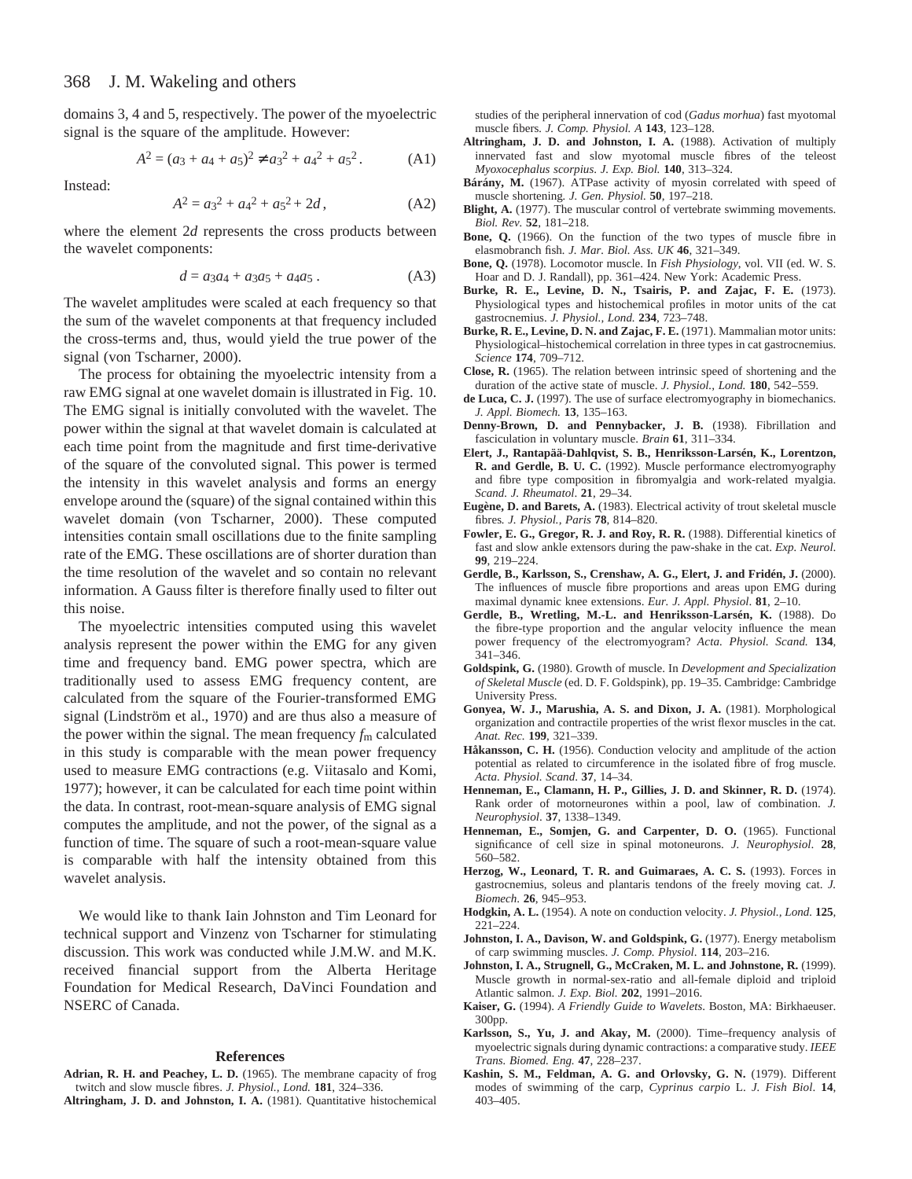domains 3, 4 and 5, respectively. The power of the myoelectric signal is the square of the amplitude. However:

$$A^2 = (a_3 + a_4 + a_5)^2 \neq a_3^2 + a_4^2 + a_5^2 . \quad \text{(A1)}$$

Instead:

$$A^2 = a_3^2 + a_4^2 + a_5^2 + 2d , \quad \text{(A2)}$$

where the element $2d$ represents the cross products between the wavelet components:

$$d = a_3a_4 + a_3a_5 + a_4a_5 . \quad \text{(A3)}$$

The wavelet amplitudes were scaled at each frequency so that the sum of the wavelet components at that frequency included the cross-terms and, thus, would yield the true power of the signal (von Tscharner, 2000).

The process for obtaining the myoelectric intensity from a raw EMG signal at one wavelet domain is illustrated in Fig. 10. The EMG signal is initially convoluted with the wavelet. The power within the signal at that wavelet domain is calculated at each time point from the magnitude and first time-derivative of the square of the convoluted signal. This power is termed the intensity in this wavelet analysis and forms an energy envelope around the (square) of the signal contained within this wavelet domain (von Tscharner, 2000). These computed intensities contain small oscillations due to the finite sampling rate of the EMG. These oscillations are of shorter duration than the time resolution of the wavelet and so contain no relevant information. A Gauss filter is therefore finally used to filter out this noise.

The myoelectric intensities computed using this wavelet analysis represent the power within the EMG for any given time and frequency band. EMG power spectra, which are traditionally used to assess EMG frequency content, are calculated from the square of the Fourier-transformed EMG signal (Lindström et al., 1970) and are thus also a measure of the power within the signal. The mean frequency $f_m$ calculated in this study is comparable with the mean power frequency used to measure EMG contractions (e.g. Viitasalo and Komi, 1977); however, it can be calculated for each time point within the data. In contrast, root-mean-square analysis of EMG signal computes the amplitude, and not the power, of the signal as a function of time. The square of such a root-mean-square value is comparable with half the intensity obtained from this wavelet analysis.

We would like to thank Iain Johnston and Tim Leonard for technical support and Vinzenz von Tscharner for stimulating discussion. This work was conducted while J.M.W. and M.K. received financial support from the Alberta Heritage Foundation for Medical Research, DaVinci Foundation and NSERC of Canada.

## References

**Adrian, R. H. and Peachey, L. D.** (1965). The membrane capacity of frog twitch and slow muscle fibres. *J. Physiol., Lond.* **181**, 324–336.

**Altringham, J. D. and Johnston, I. A.** (1981). Quantitative histochemical studies of the peripheral innervation of cod (*Gadus morhua*) fast myotomal muscle fibers. *J. Comp. Physiol. A* **143**, 123–128.

**Altringham, J. D. and Johnston, I. A.** (1988). Activation of multiply innervated fast and slow myotomal muscle fibres of the teleost *Myoxocephalus scorpius*. *J. Exp. Biol.* **140**, 313–324.

**Bárány, M.** (1967). ATPase activity of myosin correlated with speed of muscle shortening. *J. Gen. Physiol.* **50**, 197–218.

**Blight, A.** (1977). The muscular control of vertebrate swimming movements. *Biol. Rev.* **52**, 181–218.

**Bone, Q.** (1966). On the function of the two types of muscle fibre in elasmobranch fish. *J. Mar. Biol. Ass. UK* **46**, 321–349.

**Bone, Q.** (1978). Locomotor muscle. In *Fish Physiology*, vol. VII (ed. W. S. Hoar and D. J. Randall), pp. 361–424. New York: Academic Press.

**Burke, R. E., Levine, D. N., Tsairis, P. and Zajac, F. E.** (1973). Physiological types and histochemical profiles in motor units of the cat gastrocnemius. *J. Physiol., Lond.* **234**, 723–748.

**Burke, R. E., Levine, D. N. and Zajac, F. E.** (1971). Mammalian motor units: Physiological–histochemical correlation in three types in cat gastrocnemius. *Science* **174**, 709–712.

**Close, R.** (1965). The relation between intrinsic speed of shortening and the duration of the active state of muscle. *J. Physiol., Lond.* **180**, 542–559.

**de Luca, C. J.** (1997). The use of surface electromyography in biomechanics. *J. Appl. Biomech.* **13**, 135–163.

**Denny-Brown, D. and Pennybacker, J. B.** (1938). Fibrillation and fasciculation in voluntary muscle. *Brain* **61**, 311–334.

**Elert, J., Rantapää-Dahlqvist, S. B., Henriksson-Larsén, K., Lorentzon, R. and Gerdle, B. U. C.** (1992). Muscle performance electromyography and fibre type composition in fibromyalgia and work-related myalgia. *Scand. J. Rheumatol.* **21**, 29–34.

**Eugène, D. and Barets, A.** (1983). Electrical activity of trout skeletal muscle fibres. *J. Physiol., Paris* **78**, 814–820.

**Fowler, E. G., Gregor, R. J. and Roy, R. R.** (1988). Differential kinetics of fast and slow ankle extensors during the paw-shake in the cat. *Exp. Neurol.* **99**, 219–224.

**Gerdle, B., Karlsson, S., Crenshaw, A. G., Elert, J. and Fridén, J.** (2000). The influences of muscle fibre proportions and areas upon EMG during maximal dynamic knee extensions. *Eur. J. Appl. Physiol.* **81**, 2–10.

**Gerdle, B., Wretling, M.-L. and Henriksson-Larsén, K.** (1988). Do the fibre-type proportion and the angular velocity influence the mean power frequency of the electromyogram? *Acta. Physiol. Scand.* **134**, 341–346.

**Goldspink, G.** (1980). Growth of muscle. In *Development and Specialization of Skeletal Muscle* (ed. D. F. Goldspink), pp. 19–35. Cambridge: Cambridge University Press.

**Gonyea, W. J., Marushia, A. S. and Dixon, J. A.** (1981). Morphological organization and contractile properties of the wrist flexor muscles in the cat. *Anat. Rec.* **199**, 321–339.

**Håkansson, C. H.** (1956). Conduction velocity and amplitude of the action potential as related to circumference in the isolated fibre of frog muscle. *Acta. Physiol. Scand.* **37**, 14–34.

**Henneman, E., Clamann, H. P., Gillies, J. D. and Skinner, R. D.** (1974). Rank order of motorneurones within a pool, law of combination. *J. Neurophysiol.* **37**, 1338–1349.

**Henneman, E., Somjen, G. and Carpenter, D. O.** (1965). Functional significance of cell size in spinal motoneurons. *J. Neurophysiol.* **28**, 560–582.

**Herzog, W., Leonard, T. R. and Guimaraes, A. C. S.** (1993). Forces in gastrocnemius, soleus and plantaris tendons of the freely moving cat. *J. Biomech.* **26**, 945–953.

**Hodgkin, A. L.** (1954). A note on conduction velocity. *J. Physiol., Lond.* **125**, 221–224.

**Johnston, I. A., Davison, W. and Goldspink, G.** (1977). Energy metabolism of carp swimming muscles. *J. Comp. Physiol.* **114**, 203–216.

**Johnston, I. A., Strugnell, G., McCraken, M. L. and Johnstone, R.** (1999). Muscle growth in normal-sex-ratio and all-female diploid and triploid Atlantic salmon. *J. Exp. Biol.* **202**, 1991–2016.

**Kaiser, G.** (1994). *A Friendly Guide to Wavelets.* Boston, MA: Birkhaeuser. 300pp.

**Karlsson, S., Yu, J. and Akay, M.** (2000). Time–frequency analysis of myoelectric signals during dynamic contractions: a comparative study. *IEEE Trans. Biomed. Eng.* **47**, 228–237.

**Kashin, S. M., Feldman, A. G. and Orlovsky, G. N.** (1979). Different modes of swimming of the carp, *Cyprinus carpio* L. *J. Fish Biol.* **14**, 403–405.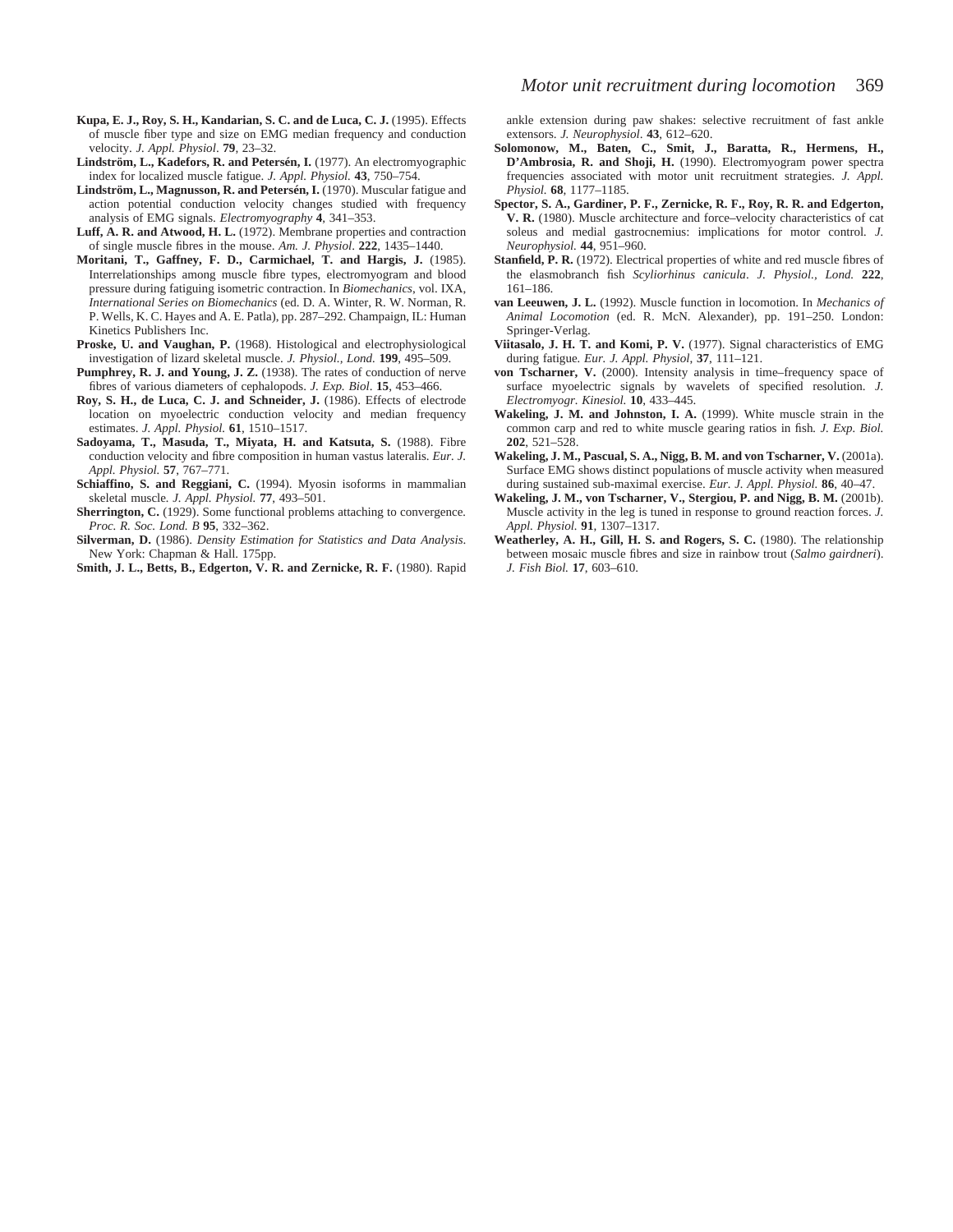**Kupa, E. J., Roy, S. H., Kandarian, S. C. and de Luca, C. J.** (1995). Effects of muscle fiber type and size on EMG median frequency and conduction velocity. *J. Appl. Physiol*. **79**, 23–32.

**Lindström, L., Kadefors, R. and Petersén, I.** (1977). An electromyographic index for localized muscle fatigue. *J. Appl. Physiol.* **43**, 750–754.

**Lindström, L., Magnusson, R. and Petersén, I.** (1970). Muscular fatigue and action potential conduction velocity changes studied with frequency analysis of EMG signals. *Electromyography* **4**, 341–353.

**Luff, A. R. and Atwood, H. L.** (1972). Membrane properties and contraction of single muscle fibres in the mouse. *Am. J. Physiol*. **222**, 1435–1440.

**Moritani, T., Gaffney, F. D., Carmichael, T. and Hargis, J.** (1985). Interrelationships among muscle fibre types, electromyogram and blood pressure during fatiguing isometric contraction. In *Biomechanics*, vol. IXA, *International Series on Biomechanics* (ed. D. A. Winter, R. W. Norman, R. P. Wells, K. C. Hayes and A. E. Patla), pp. 287–292. Champaign, IL: Human Kinetics Publishers Inc.

**Proske, U. and Vaughan, P.** (1968). Histological and electrophysiological investigation of lizard skeletal muscle. *J. Physiol., Lond.* **199**, 495–509.

**Pumphrey, R. J. and Young, J. Z.** (1938). The rates of conduction of nerve fibres of various diameters of cephalopods. *J. Exp. Biol*. **15**, 453–466.

**Roy, S. H., de Luca, C. J. and Schneider, J.** (1986). Effects of electrode location on myoelectric conduction velocity and median frequency estimates. *J. Appl. Physiol.* **61**, 1510–1517.

**Sadoyama, T., Masuda, T., Miyata, H. and Katsuta, S.** (1988). Fibre conduction velocity and fibre composition in human vastus lateralis. *Eur. J. Appl. Physiol.* **57**, 767–771.

**Schiaffino, S. and Reggiani, C.** (1994). Myosin isoforms in mammalian skeletal muscle. *J. Appl. Physiol.* **77**, 493–501.

**Sherrington, C.** (1929). Some functional problems attaching to convergence. *Proc. R. Soc. Lond. B* **95**, 332–362.

**Silverman, D.** (1986). *Density Estimation for Statistics and Data Analysis*. New York: Chapman & Hall. 175pp.

**Smith, J. L., Betts, B., Edgerton, V. R. and Zernicke, R. F.** (1980). Rapid ankle extension during paw shakes: selective recruitment of fast ankle extensors. *J. Neurophysiol*. **43**, 612–620.

**Solomonow, M., Baten, C., Smit, J., Baratta, R., Hermens, H., D'Ambrosia, R. and Shoji, H.** (1990). Electromyogram power spectra frequencies associated with motor unit recruitment strategies. *J. Appl. Physiol.* **68**, 1177–1185.

**Spector, S. A., Gardiner, P. F., Zernicke, R. F., Roy, R. R. and Edgerton, V. R.** (1980). Muscle architecture and force–velocity characteristics of cat soleus and medial gastrocnemius: implications for motor control. *J. Neurophysiol.* **44**, 951–960.

**Stanfield, P. R.** (1972). Electrical properties of white and red muscle fibres of the elasmobranch fish *Scyliorhinus canicula*. *J. Physiol., Lond.* **222**, 161–186.

**van Leeuwen, J. L.** (1992). Muscle function in locomotion. In *Mechanics of Animal Locomotion* (ed. R. McN. Alexander), pp. 191–250. London: Springer-Verlag.

**Viitasalo, J. H. T. and Komi, P. V.** (1977). Signal characteristics of EMG during fatigue. *Eur. J. Appl. Physiol*, **37**, 111–121.

**von Tscharner, V.** (2000). Intensity analysis in time–frequency space of surface myoelectric signals by wavelets of specified resolution. *J. Electromyogr. Kinesiol.* **10**, 433–445.

**Wakeling, J. M. and Johnston, I. A.** (1999). White muscle strain in the common carp and red to white muscle gearing ratios in fish. *J. Exp. Biol.* **202**, 521–528.

**Wakeling, J. M., Pascual, S. A., Nigg, B. M. and von Tscharner, V.** (2001a). Surface EMG shows distinct populations of muscle activity when measured during sustained sub-maximal exercise. *Eur. J. Appl. Physiol.* **86**, 40–47.

**Wakeling, J. M., von Tscharner, V., Stergiou, P. and Nigg, B. M.** (2001b). Muscle activity in the leg is tuned in response to ground reaction forces. *J. Appl. Physiol.* **91**, 1307–1317.

**Weatherley, A. H., Gill, H. S. and Rogers, S. C.** (1980). The relationship between mosaic muscle fibres and size in rainbow trout (*Salmo gairdneri*). *J. Fish Biol.* **17**, 603–610.